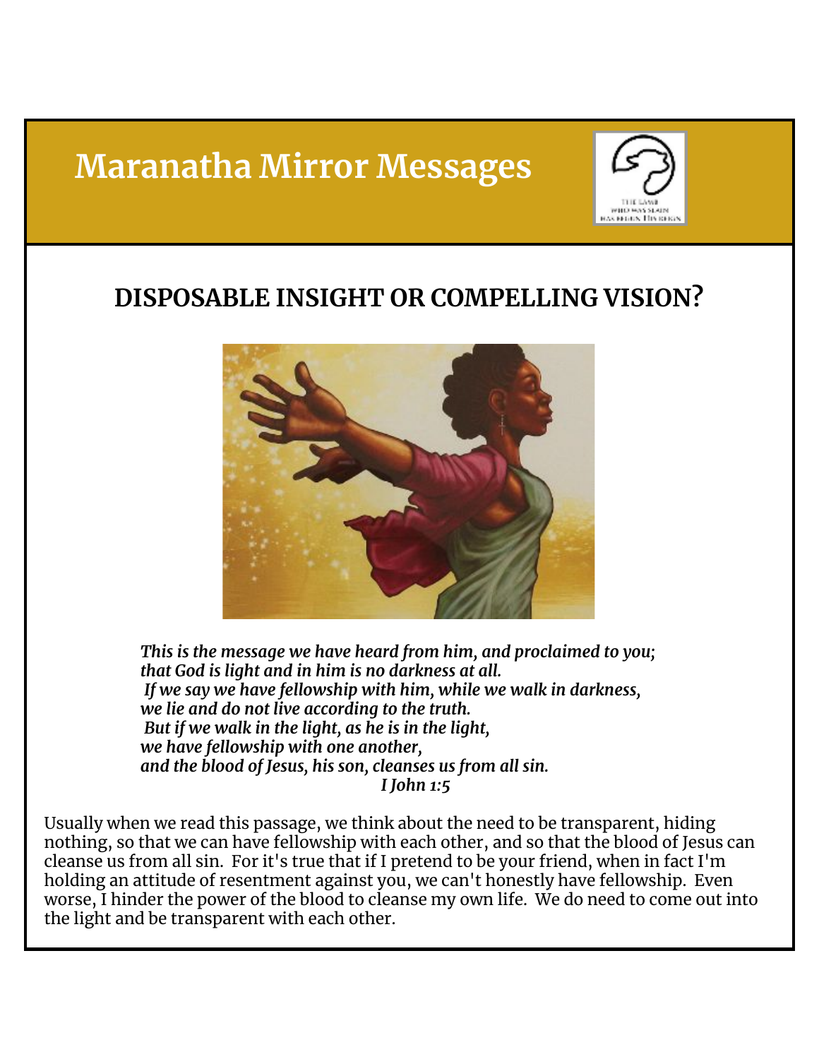# Maranatha Mirror Messages

## DISPOSABLE INSIGHT OR COMPELLING VISION?

*This is the message we have heard from him, and proclaimed to you;*
*that God is light and in him is no darkness at all.*
*If we say we have fellowship with him, while we walk in darkness,*
*we lie and do not live according to the truth.*
*But if we walk in the light, as he is in the light,*
*we have fellowship with one another,*
*and the blood of Jesus, his son, cleanses us from all sin.*
*I John 1:5*

Usually when we read this passage, we think about the need to be transparent, hiding nothing, so that we can have fellowship with each other, and so that the blood of Jesus can cleanse us from all sin. For it's true that if I pretend to be your friend, when in fact I'm holding an attitude of resentment against you, we can't honestly have fellowship. Even worse, I hinder the power of the blood to cleanse my own life. We do need to come out into the light and be transparent with each other.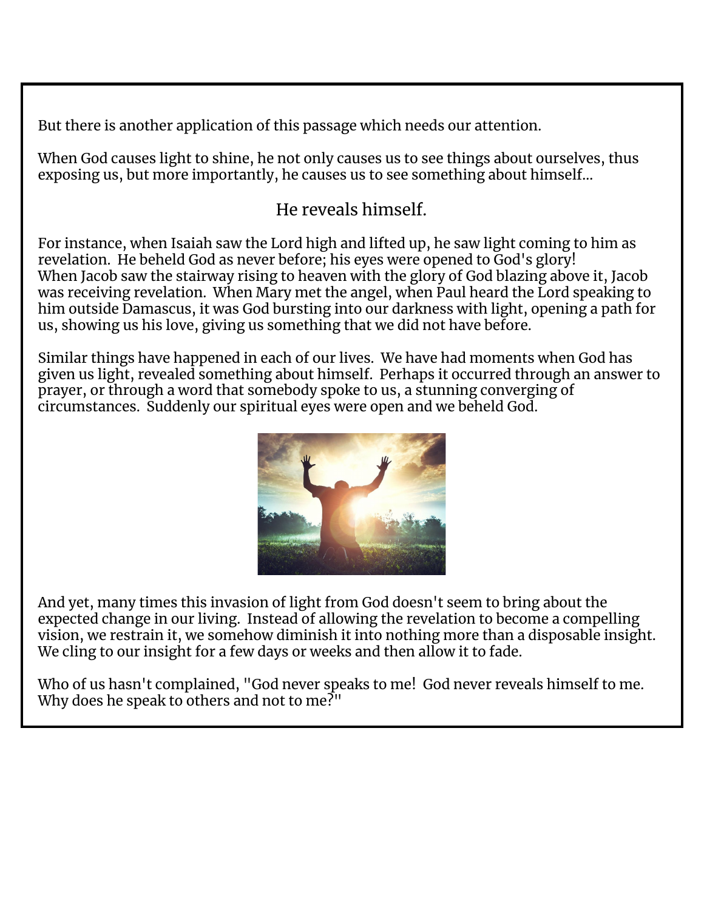But there is another application of this passage which needs our attention.

When God causes light to shine, he not only causes us to see things about ourselves, thus exposing us, but more importantly, he causes us to see something about himself...

## He reveals himself.

For instance, when Isaiah saw the Lord high and lifted up, he saw light coming to him as revelation. He beheld God as never before; his eyes were opened to God's glory! When Jacob saw the stairway rising to heaven with the glory of God blazing above it, Jacob was receiving revelation. When Mary met the angel, when Paul heard the Lord speaking to him outside Damascus, it was God bursting into our darkness with light, opening a path for us, showing us his love, giving us something that we did not have before.

Similar things have happened in each of our lives. We have had moments when God has given us light, revealed something about himself. Perhaps it occurred through an answer to prayer, or through a word that somebody spoke to us, a stunning converging of circumstances. Suddenly our spiritual eyes were open and we beheld God.

And yet, many times this invasion of light from God doesn't seem to bring about the expected change in our living. Instead of allowing the revelation to become a compelling vision, we restrain it, we somehow diminish it into nothing more than a disposable insight. We cling to our insight for a few days or weeks and then allow it to fade.

Who of us hasn't complained, "God never speaks to me! God never reveals himself to me. Why does he speak to others and not to me?"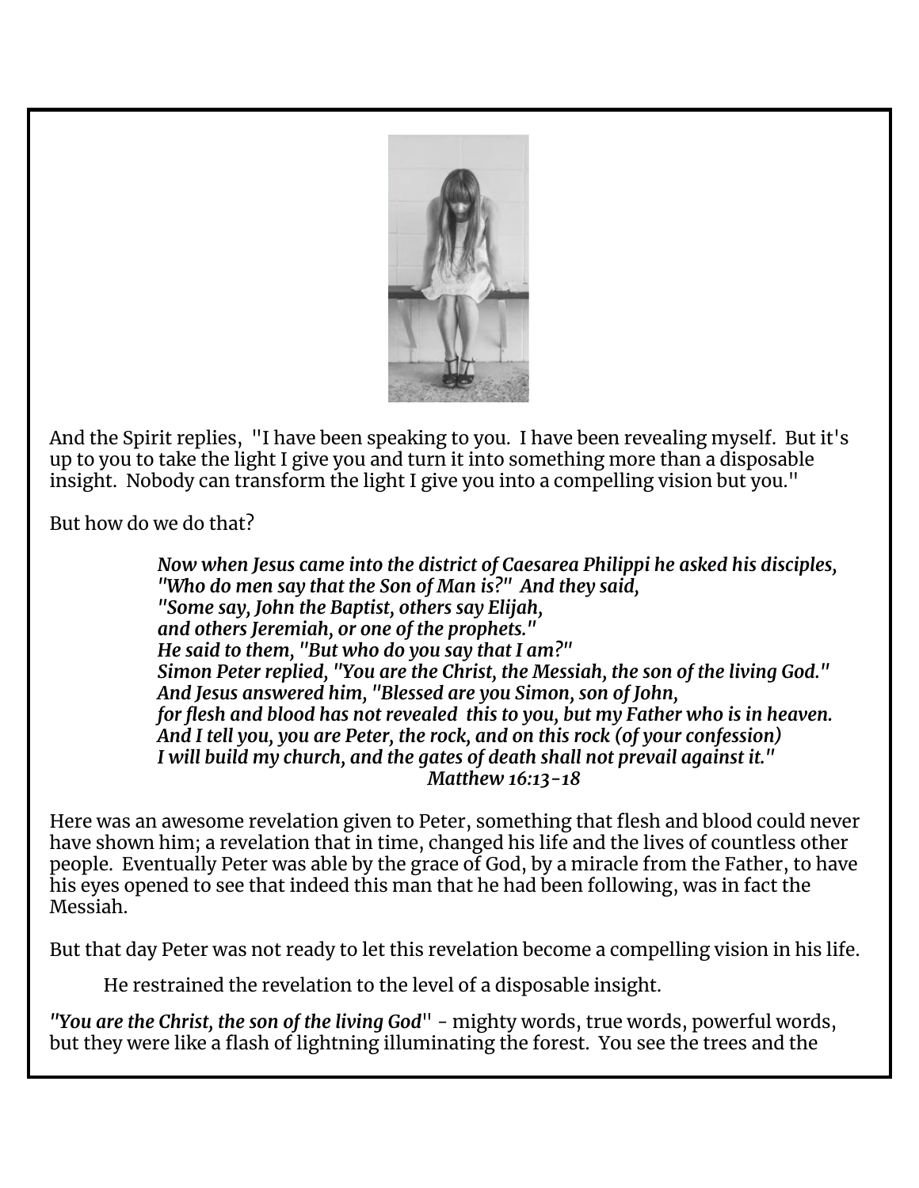And the Spirit replies, "I have been speaking to you. I have been revealing myself. But it's up to you to take the light I give you and turn it into something more than a disposable insight. Nobody can transform the light I give you into a compelling vision but you."

But how do we do that?

> ***Now when Jesus came into the district of Caesarea Philippi he asked his disciples, "Who do men say that the Son of Man is?" And they said,***
> ***"Some say, John the Baptist, others say Elijah,***
> ***and others Jeremiah, or one of the prophets."***
> ***He said to them, "But who do you say that I am?"***
> ***Simon Peter replied, "You are the Christ, the Messiah, the son of the living God."***
> ***And Jesus answered him, "Blessed are you Simon, son of John,***
> ***for flesh and blood has not revealed this to you, but my Father who is in heaven.***
> ***And I tell you, you are Peter, the rock, and on this rock (of your confession)***
> ***I will build my church, and the gates of death shall not prevail against it."***
> ***Matthew 16:13-18***

Here was an awesome revelation given to Peter, something that flesh and blood could never have shown him; a revelation that in time, changed his life and the lives of countless other people. Eventually Peter was able by the grace of God, by a miracle from the Father, to have his eyes opened to see that indeed this man that he had been following, was in fact the Messiah.

But that day Peter was not ready to let this revelation become a compelling vision in his life.

He restrained the revelation to the level of a disposable insight.

***"You are the Christ, the son of the living God"*** - mighty words, true words, powerful words, but they were like a flash of lightning illuminating the forest. You see the trees and the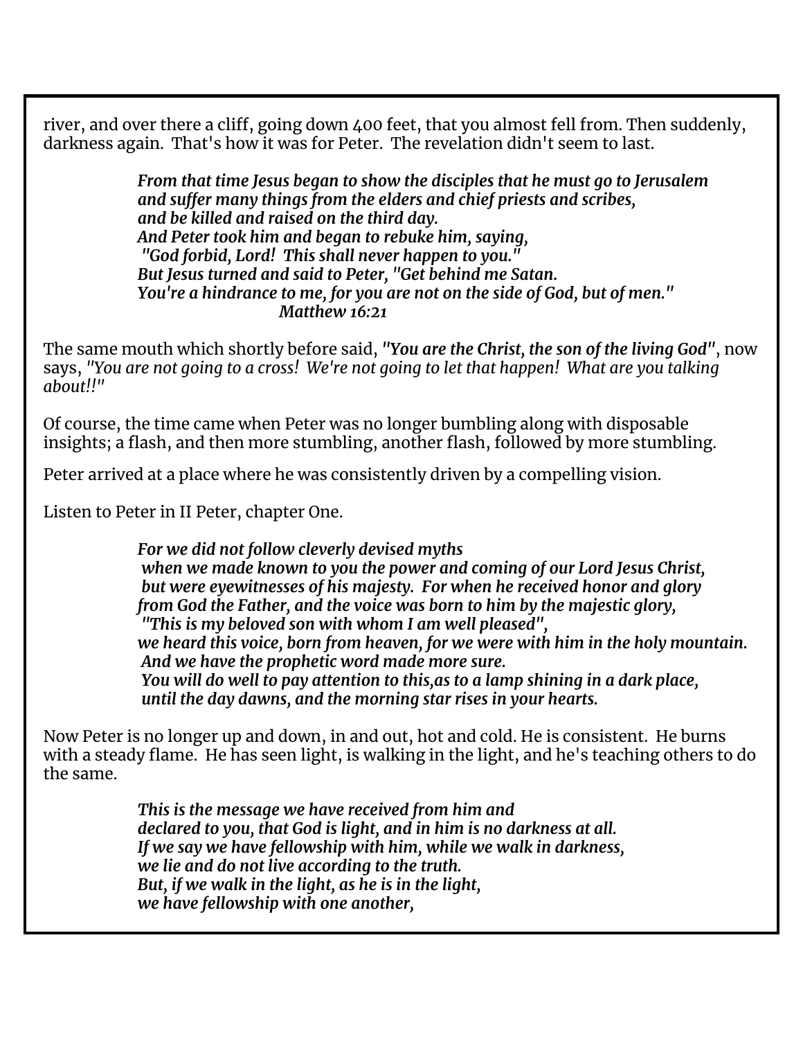river, and over there a cliff, going down 400 feet, that you almost fell from. Then suddenly, darkness again. That's how it was for Peter. The revelation didn't seem to last.

> ***From that time Jesus began to show the disciples that he must go to Jerusalem***
> ***and suffer many things from the elders and chief priests and scribes,***
> ***and be killed and raised on the third day.***
> ***And Peter took him and began to rebuke him, saying,***
> ***"God forbid, Lord! This shall never happen to you."***
> ***But Jesus turned and said to Peter, "Get behind me Satan.***
> ***You're a hindrance to me, for you are not on the side of God, but of men."***
> ***Matthew 16:21***

The same mouth which shortly before said, ***"You are the Christ, the son of the living God"***, now says, *"You are not going to a cross! We're not going to let that happen! What are you talking about!!"*

Of course, the time came when Peter was no longer bumbling along with disposable insights; a flash, and then more stumbling, another flash, followed by more stumbling.

Peter arrived at a place where he was consistently driven by a compelling vision.

Listen to Peter in II Peter, chapter One.

> ***For we did not follow cleverly devised myths***
> ***when we made known to you the power and coming of our Lord Jesus Christ,***
> ***but were eyewitnesses of his majesty. For when he received honor and glory***
> ***from God the Father, and the voice was born to him by the majestic glory,***
> ***"This is my beloved son with whom I am well pleased",***
> ***we heard this voice, born from heaven, for we were with him in the holy mountain.***
> ***And we have the prophetic word made more sure.***
> ***You will do well to pay attention to this,as to a lamp shining in a dark place,***
> ***until the day dawns, and the morning star rises in your hearts.***

Now Peter is no longer up and down, in and out, hot and cold. He is consistent. He burns with a steady flame. He has seen light, is walking in the light, and he's teaching others to do the same.

> ***This is the message we have received from him and***
> ***declared to you, that God is light, and in him is no darkness at all.***
> ***If we say we have fellowship with him, while we walk in darkness,***
> ***we lie and do not live according to the truth.***
> ***But, if we walk in the light, as he is in the light,***
> ***we have fellowship with one another,***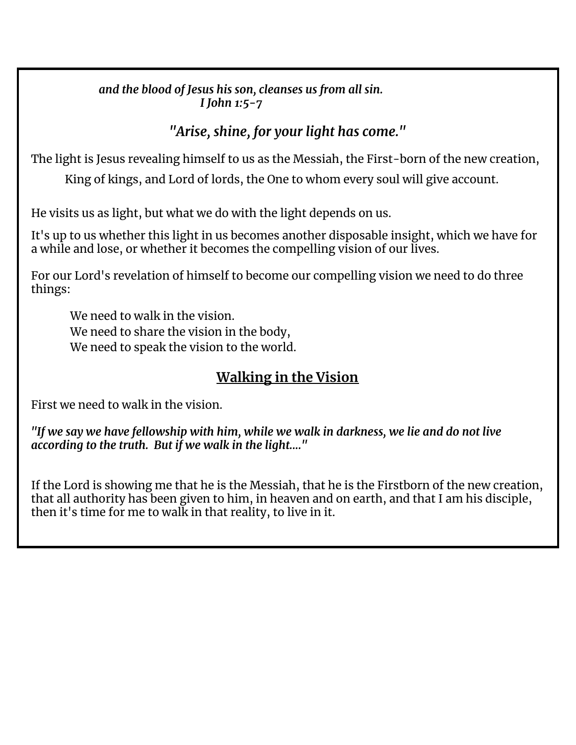***and the blood of Jesus his son, cleanses us from all sin.***
***I John 1:5-7***

### *"Arise, shine, for your light has come."*

The light is Jesus revealing himself to us as the Messiah, the First-born of the new creation, King of kings, and Lord of lords, the One to whom every soul will give account.

He visits us as light, but what we do with the light depends on us.

It's up to us whether this light in us becomes another disposable insight, which we have for a while and lose, or whether it becomes the compelling vision of our lives.

For our Lord's revelation of himself to become our compelling vision we need to do three things:

We need to walk in the vision.
We need to share the vision in the body,
We need to speak the vision to the world.

## <u>Walking in the Vision</u>

First we need to walk in the vision.

***"If we say we have fellowship with him, while we walk in darkness, we lie and do not live according to the truth. But if we walk in the light...."***

If the Lord is showing me that he is the Messiah, that he is the Firstborn of the new creation, that all authority has been given to him, in heaven and on earth, and that I am his disciple, then it's time for me to walk in that reality, to live in it.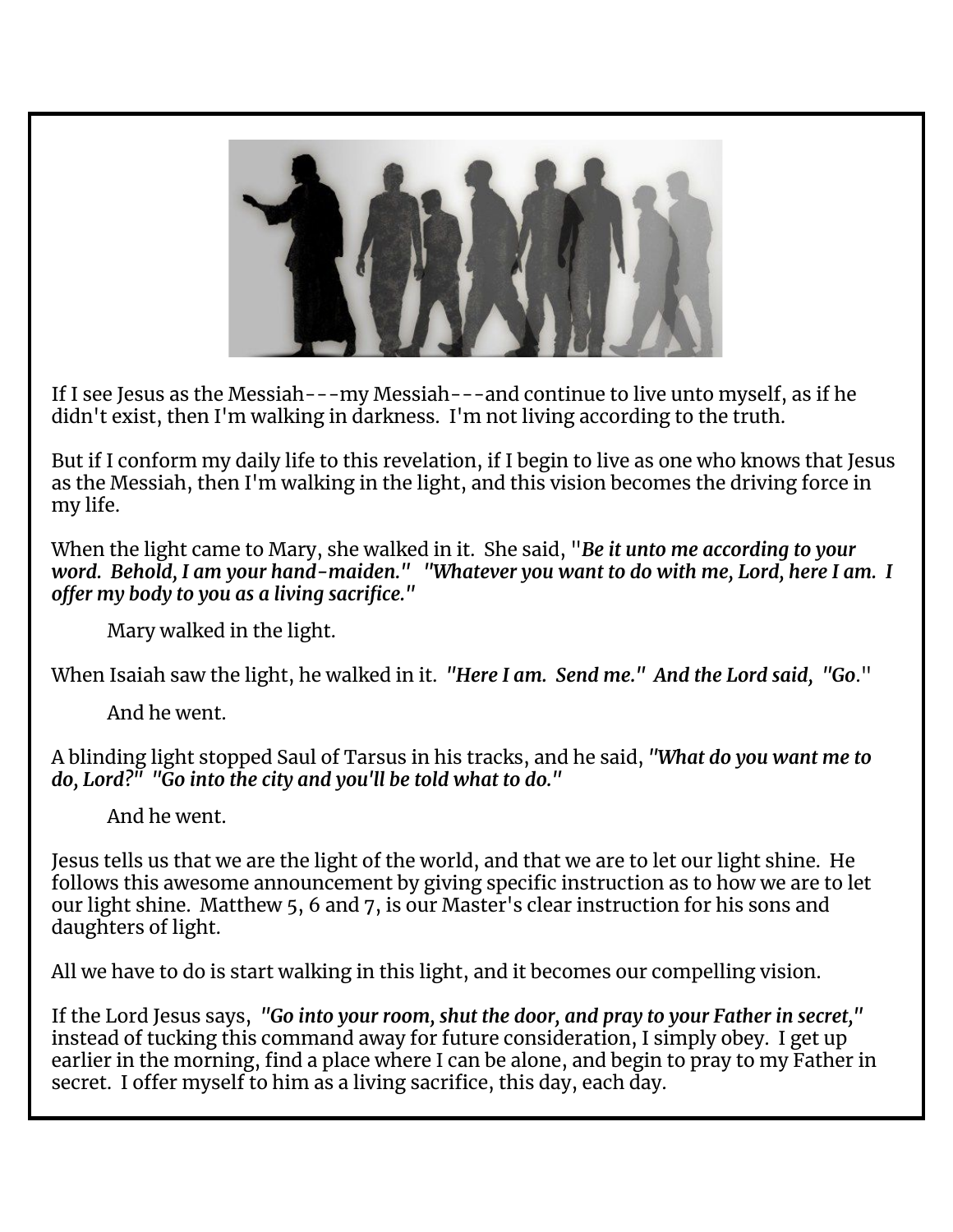If I see Jesus as the Messiah---my Messiah---and continue to live unto myself, as if he didn't exist, then I'm walking in darkness. I'm not living according to the truth.

But if I conform my daily life to this revelation, if I begin to live as one who knows that Jesus as the Messiah, then I'm walking in the light, and this vision becomes the driving force in my life.

When the light came to Mary, she walked in it. She said, "***Be it unto me according to your word. Behold, I am your hand-maiden." "Whatever you want to do with me, Lord, here I am. I offer my body to you as a living sacrifice."***

Mary walked in the light.

When Isaiah saw the light, he walked in it. ***"Here I am. Send me." And the Lord said, "Go.***"

And he went.

A blinding light stopped Saul of Tarsus in his tracks, and he said, ***"What do you want me to do, Lord?" "Go into the city and you'll be told what to do."***

And he went.

Jesus tells us that we are the light of the world, and that we are to let our light shine. He follows this awesome announcement by giving specific instruction as to how we are to let our light shine. Matthew 5, 6 and 7, is our Master's clear instruction for his sons and daughters of light.

All we have to do is start walking in this light, and it becomes our compelling vision.

If the Lord Jesus says, ***"Go into your room, shut the door, and pray to your Father in secret,"*** instead of tucking this command away for future consideration, I simply obey. I get up earlier in the morning, find a place where I can be alone, and begin to pray to my Father in secret. I offer myself to him as a living sacrifice, this day, each day.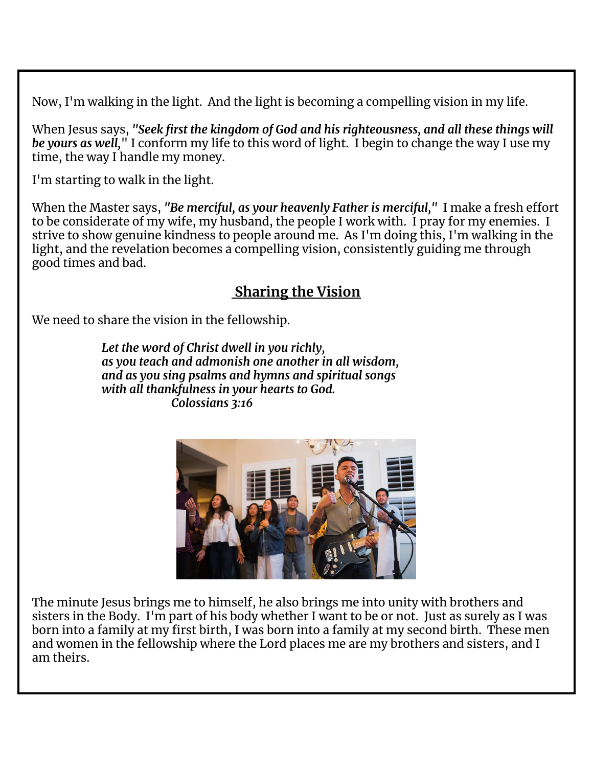Now, I'm walking in the light. And the light is becoming a compelling vision in my life.

When Jesus says, ***"Seek first the kingdom of God and his righteousness, and all these things will be yours as well,"*** I conform my life to this word of light. I begin to change the way I use my time, the way I handle my money.

I'm starting to walk in the light.

When the Master says, ***"Be merciful, as your heavenly Father is merciful,"*** I make a fresh effort to be considerate of my wife, my husband, the people I work with. I pray for my enemies. I strive to show genuine kindness to people around me. As I'm doing this, I'm walking in the light, and the revelation becomes a compelling vision, consistently guiding me through good times and bad.

## Sharing the Vision

We need to share the vision in the fellowship.

> ***Let the word of Christ dwell in you richly,***
> ***as you teach and admonish one another in all wisdom,***
> ***and as you sing psalms and hymns and spiritual songs***
> ***with all thankfulness in your hearts to God.***
> ***Colossians 3:16***

The minute Jesus brings me to himself, he also brings me into unity with brothers and sisters in the Body. I'm part of his body whether I want to be or not. Just as surely as I was born into a family at my first birth, I was born into a family at my second birth. These men and women in the fellowship where the Lord places me are my brothers and sisters, and I am theirs.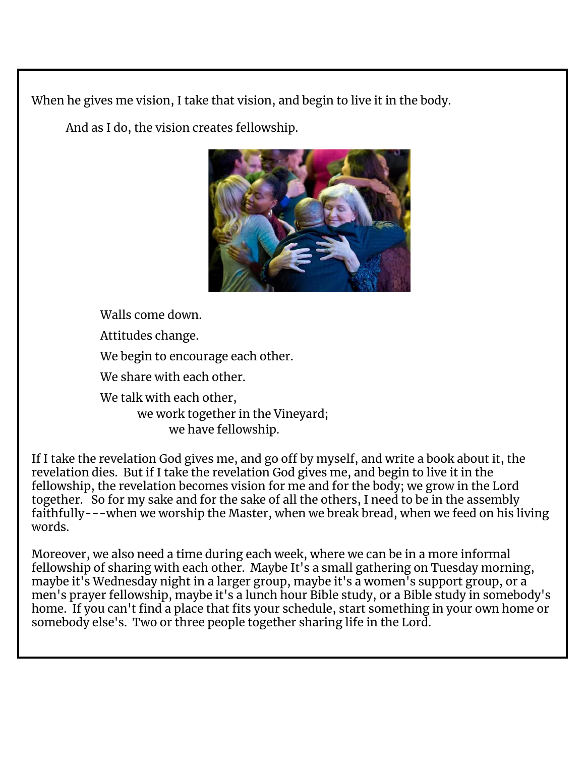When he gives me vision, I take that vision, and begin to live it in the body.

And as I do, the vision creates fellowship.

Walls come down.

Attitudes change.

We begin to encourage each other.

We share with each other.

We talk with each other,
we work together in the Vineyard;
we have fellowship.

If I take the revelation God gives me, and go off by myself, and write a book about it, the revelation dies. But if I take the revelation God gives me, and begin to live it in the fellowship, the revelation becomes vision for me and for the body; we grow in the Lord together. So for my sake and for the sake of all the others, I need to be in the assembly faithfully---when we worship the Master, when we break bread, when we feed on his living words.

Moreover, we also need a time during each week, where we can be in a more informal fellowship of sharing with each other. Maybe It's a small gathering on Tuesday morning, maybe it's Wednesday night in a larger group, maybe it's a women's support group, or a men's prayer fellowship, maybe it's a lunch hour Bible study, or a Bible study in somebody's home. If you can't find a place that fits your schedule, start something in your own home or somebody else's. Two or three people together sharing life in the Lord.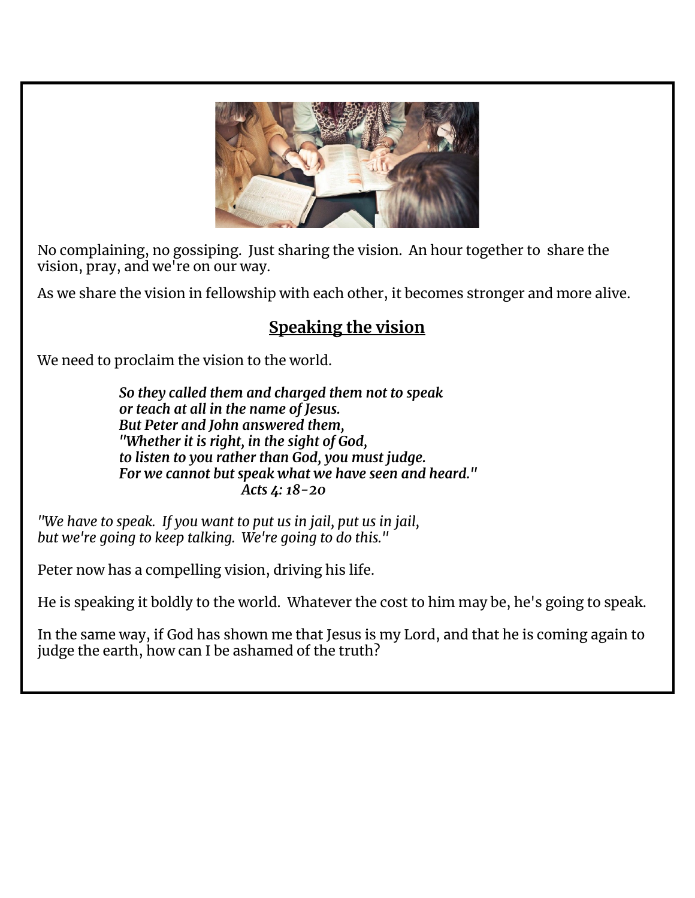No complaining, no gossiping. Just sharing the vision. An hour together to share the vision, pray, and we're on our way.

As we share the vision in fellowship with each other, it becomes stronger and more alive.

## Speaking the vision

We need to proclaim the vision to the world.

> ***So they called them and charged them not to speak***
> ***or teach at all in the name of Jesus.***
> ***But Peter and John answered them,***
> ***"Whether it is right, in the sight of God,***
> ***to listen to you rather than God, you must judge.***
> ***For we cannot but speak what we have seen and heard."***
> *Acts 4: 18-20*

*"We have to speak. If you want to put us in jail, put us in jail,*
*but we're going to keep talking. We're going to do this."*

Peter now has a compelling vision, driving his life.

He is speaking it boldly to the world. Whatever the cost to him may be, he's going to speak.

In the same way, if God has shown me that Jesus is my Lord, and that he is coming again to judge the earth, how can I be ashamed of the truth?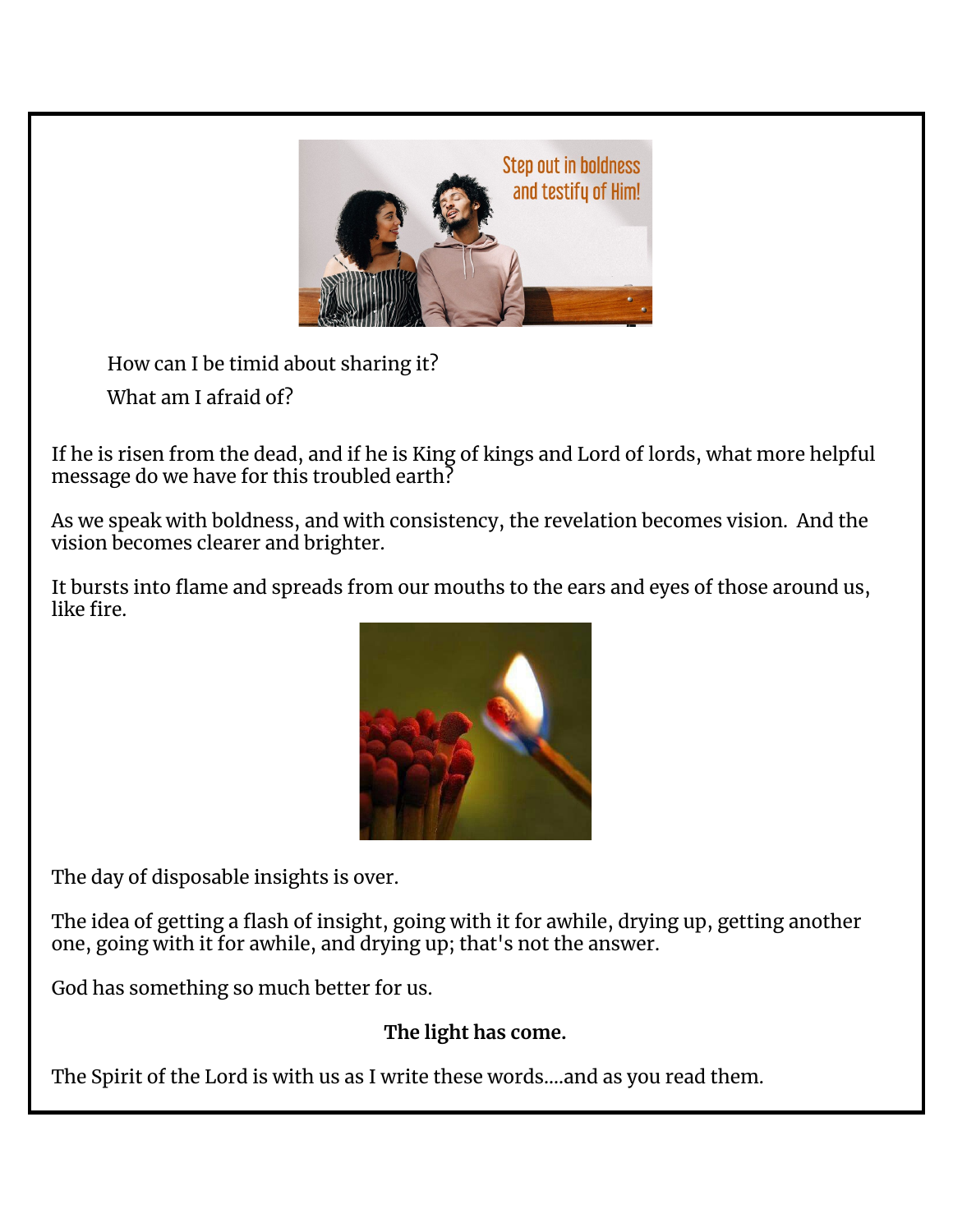How can I be timid about sharing it?

What am I afraid of?

If he is risen from the dead, and if he is King of kings and Lord of lords, what more helpful message do we have for this troubled earth?

As we speak with boldness, and with consistency, the revelation becomes vision. And the vision becomes clearer and brighter.

It bursts into flame and spreads from our mouths to the ears and eyes of those around us, like fire.

The day of disposable insights is over.

The idea of getting a flash of insight, going with it for awhile, drying up, getting another one, going with it for awhile, and drying up; that's not the answer.

God has something so much better for us.

**The light has come.**

The Spirit of the Lord is with us as I write these words....and as you read them.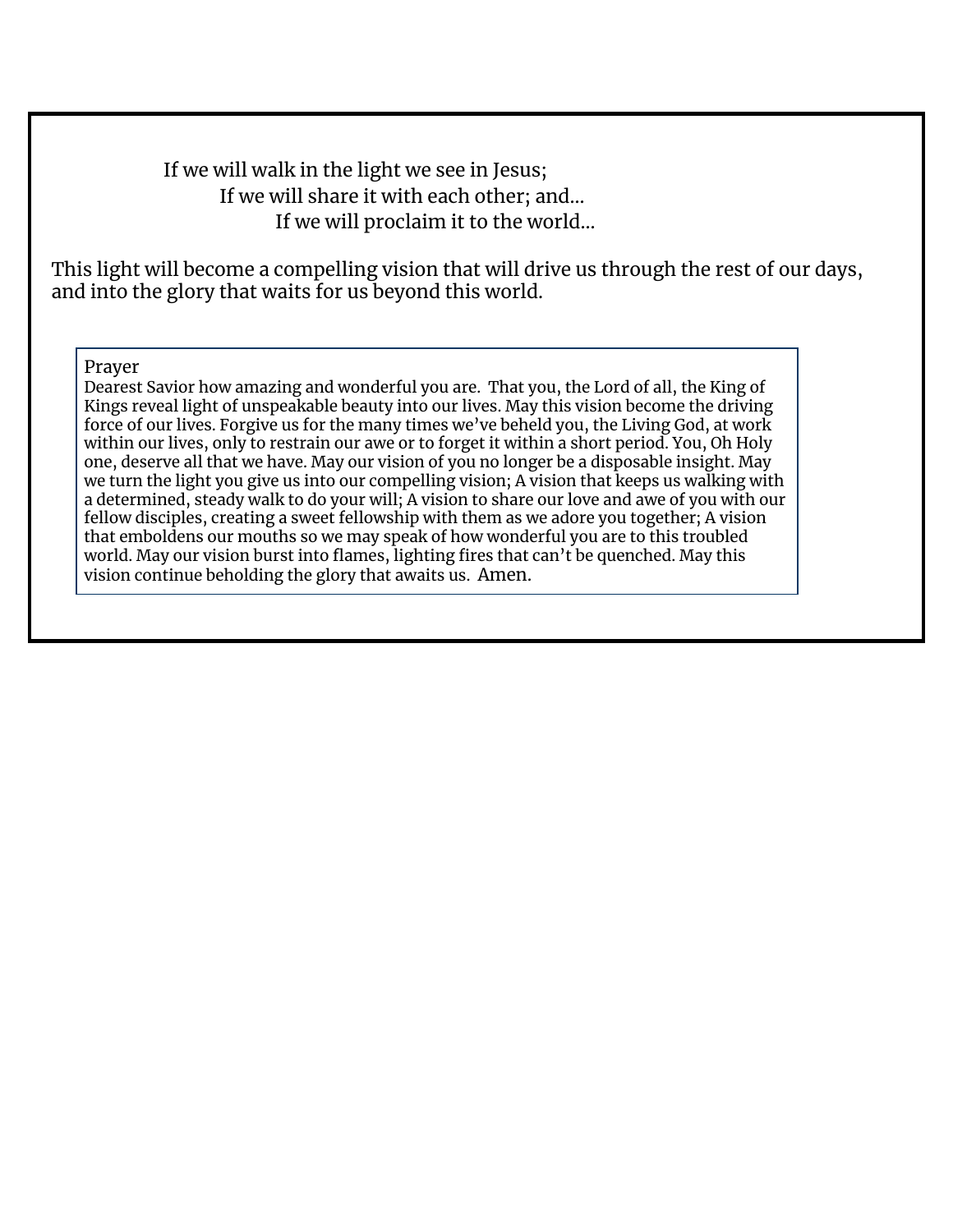If we will walk in the light we see in Jesus;
If we will share it with each other; and...
If we will proclaim it to the world...

This light will become a compelling vision that will drive us through the rest of our days, and into the glory that waits for us beyond this world.

Prayer

Dearest Savior how amazing and wonderful you are. That you, the Lord of all, the King of Kings reveal light of unspeakable beauty into our lives. May this vision become the driving force of our lives. Forgive us for the many times we've beheld you, the Living God, at work within our lives, only to restrain our awe or to forget it within a short period. You, Oh Holy one, deserve all that we have. May our vision of you no longer be a disposable insight. May we turn the light you give us into our compelling vision; A vision that keeps us walking with a determined, steady walk to do your will; A vision to share our love and awe of you with our fellow disciples, creating a sweet fellowship with them as we adore you together; A vision that emboldens our mouths so we may speak of how wonderful you are to this troubled world. May our vision burst into flames, lighting fires that can't be quenched. May this vision continue beholding the glory that awaits us. Amen.